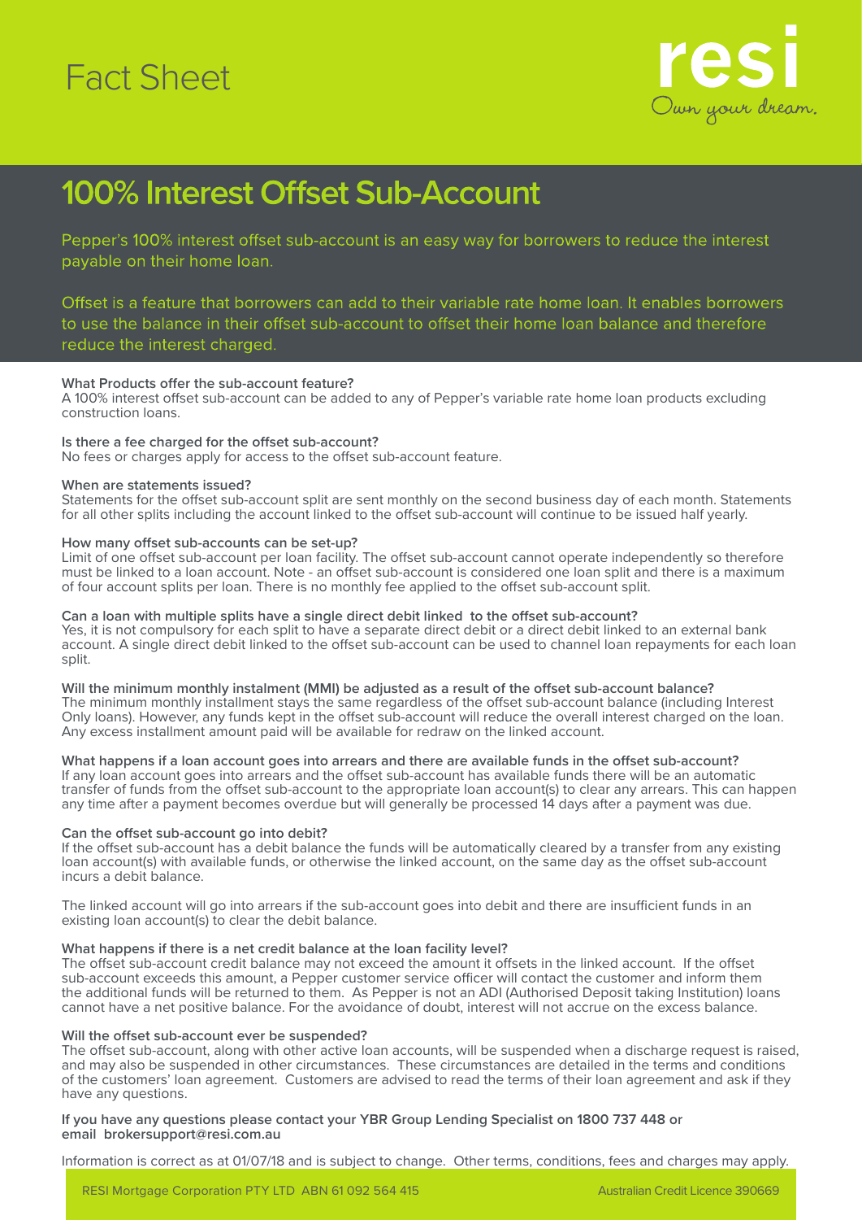Fact Sheet

resi

Own your dream.

# 100% Interest Offset Sub-Account

Pepper's 100% interest offset sub-account is an easy way for borrowers to reduce the interest payable on their home loan.

Offset is a feature that borrowers can add to their variable rate home loan. It enables borrowers to use the balance in their offset sub-account to offset their home loan balance and therefore reduce the interest charged.

**What Products offer the sub-account feature?**
A 100% interest offset sub-account can be added to any of Pepper's variable rate home loan products excluding construction loans.

**Is there a fee charged for the offset sub-account?**
No fees or charges apply for access to the offset sub-account feature.

**When are statements issued?**
Statements for the offset sub-account split are sent monthly on the second business day of each month. Statements for all other splits including the account linked to the offset sub-account will continue to be issued half yearly.

**How many offset sub-accounts can be set-up?**
Limit of one offset sub-account per loan facility. The offset sub-account cannot operate independently so therefore must be linked to a loan account. Note - an offset sub-account is considered one loan split and there is a maximum of four account splits per loan. There is no monthly fee applied to the offset sub-account split.

**Can a loan with multiple splits have a single direct debit linked to the offset sub-account?**
Yes, it is not compulsory for each split to have a separate direct debit or a direct debit linked to an external bank account. A single direct debit linked to the offset sub-account can be used to channel loan repayments for each loan split.

**Will the minimum monthly instalment (MMI) be adjusted as a result of the offset sub-account balance?**
The minimum monthly installment stays the same regardless of the offset sub-account balance (including Interest Only loans). However, any funds kept in the offset sub-account will reduce the overall interest charged on the loan. Any excess installment amount paid will be available for redraw on the linked account.

**What happens if a loan account goes into arrears and there are available funds in the offset sub-account?**
If any loan account goes into arrears and the offset sub-account has available funds there will be an automatic transfer of funds from the offset sub-account to the appropriate loan account(s) to clear any arrears. This can happen any time after a payment becomes overdue but will generally be processed 14 days after a payment was due.

**Can the offset sub-account go into debit?**
If the offset sub-account has a debit balance the funds will be automatically cleared by a transfer from any existing loan account(s) with available funds, or otherwise the linked account, on the same day as the offset sub-account incurs a debit balance.

The linked account will go into arrears if the sub-account goes into debit and there are insufficient funds in an existing loan account(s) to clear the debit balance.

**What happens if there is a net credit balance at the loan facility level?**
The offset sub-account credit balance may not exceed the amount it offsets in the linked account. If the offset sub-account exceeds this amount, a Pepper customer service officer will contact the customer and inform them the additional funds will be returned to them. As Pepper is not an ADI (Authorised Deposit taking Institution) loans cannot have a net positive balance. For the avoidance of doubt, interest will not accrue on the excess balance.

**Will the offset sub-account ever be suspended?**
The offset sub-account, along with other active loan accounts, will be suspended when a discharge request is raised, and may also be suspended in other circumstances. These circumstances are detailed in the terms and conditions of the customers' loan agreement. Customers are advised to read the terms of their loan agreement and ask if they have any questions.

**If you have any questions please contact your YBR Group Lending Specialist on 1800 737 448 or email brokersupport@resi.com.au**

Information is correct as at 01/07/18 and is subject to change. Other terms, conditions, fees and charges may apply.

RESI Mortgage Corporation PTY LTD ABN 61 092 564 415 Australian Credit Licence 390669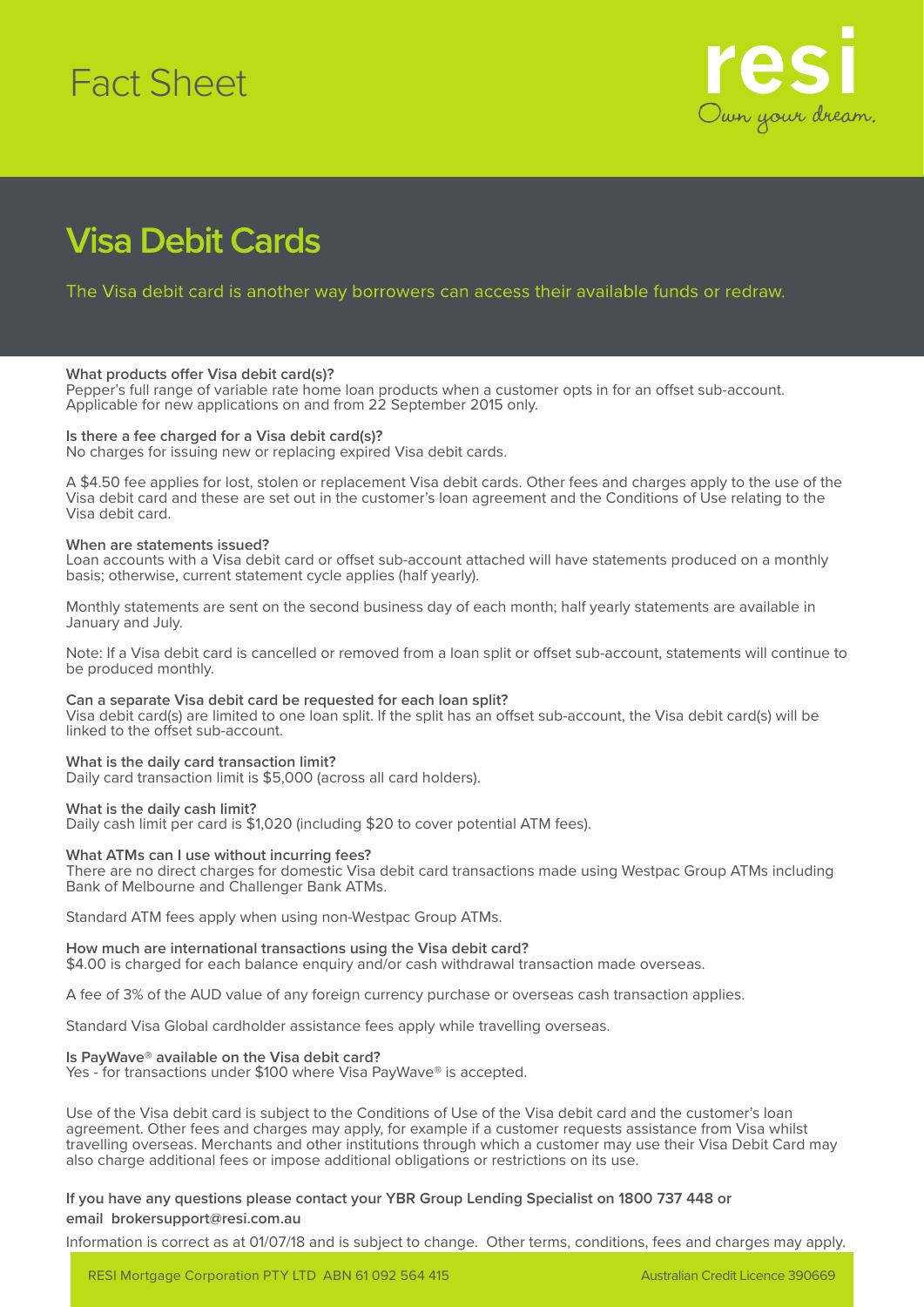Fact Sheet

resi
Own your dream.

# Visa Debit Cards

The Visa debit card is another way borrowers can access their available funds or redraw.

**What products offer Visa debit card(s)?**
Pepper's full range of variable rate home loan products when a customer opts in for an offset sub-account. Applicable for new applications on and from 22 September 2015 only.

**Is there a fee charged for a Visa debit card(s)?**
No charges for issuing new or replacing expired Visa debit cards.

A $4.50 fee applies for lost, stolen or replacement Visa debit cards. Other fees and charges apply to the use of the Visa debit card and these are set out in the customer's loan agreement and the Conditions of Use relating to the Visa debit card.

**When are statements issued?**
Loan accounts with a Visa debit card or offset sub-account attached will have statements produced on a monthly basis; otherwise, current statement cycle applies (half yearly).

Monthly statements are sent on the second business day of each month; half yearly statements are available in January and July.

Note: If a Visa debit card is cancelled or removed from a loan split or offset sub-account, statements will continue to be produced monthly.

**Can a separate Visa debit card be requested for each loan split?**
Visa debit card(s) are limited to one loan split. If the split has an offset sub-account, the Visa debit card(s) will be linked to the offset sub-account.

**What is the daily card transaction limit?**
Daily card transaction limit is $5,000 (across all card holders).

**What is the daily cash limit?**
Daily cash limit per card is $1,020 (including $20 to cover potential ATM fees).

**What ATMs can I use without incurring fees?**
There are no direct charges for domestic Visa debit card transactions made using Westpac Group ATMs including Bank of Melbourne and Challenger Bank ATMs.

Standard ATM fees apply when using non-Westpac Group ATMs.

**How much are international transactions using the Visa debit card?**
$4.00 is charged for each balance enquiry and/or cash withdrawal transaction made overseas.

A fee of 3% of the AUD value of any foreign currency purchase or overseas cash transaction applies.

Standard Visa Global cardholder assistance fees apply while travelling overseas.

**Is PayWave® available on the Visa debit card?**
Yes - for transactions under $100 where Visa PayWave® is accepted.

Use of the Visa debit card is subject to the Conditions of Use of the Visa debit card and the customer's loan agreement. Other fees and charges may apply, for example if a customer requests assistance from Visa whilst travelling overseas. Merchants and other institutions through which a customer may use their Visa Debit Card may also charge additional fees or impose additional obligations or restrictions on its use.

**If you have any questions please contact your YBR Group Lending Specialist on 1800 737 448 or email brokersupport@resi.com.au**

Information is correct as at 01/07/18 and is subject to change. Other terms, conditions, fees and charges may apply.

RESI Mortgage Corporation PTY LTD ABN 61 092 564 415 Australian Credit Licence 390669